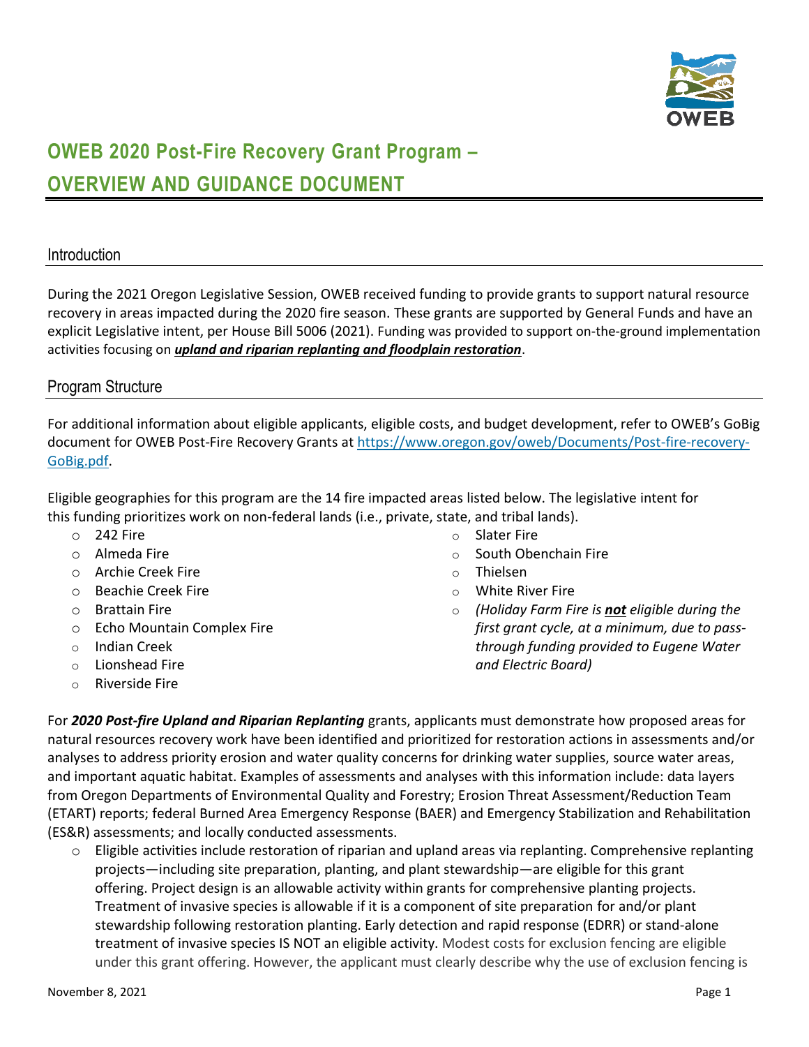# OWEB 2020 Post-Fire Recovery Grant Program – OVERVIEW AND GUIDANCE DOCUMENT

## Introduction

During the 2021 Oregon Legislative Session, OWEB received funding to provide grants to support natural resource recovery in areas impacted during the 2020 fire season. These grants are supported by General Funds and have an explicit Legislative intent, per House Bill 5006 (2021). Funding was provided to support on-the-ground implementation activities focusing on ***upland and riparian replanting and floodplain restoration***.

## Program Structure

For additional information about eligible applicants, eligible costs, and budget development, refer to OWEB's GoBig document for OWEB Post-Fire Recovery Grants at https://www.oregon.gov/oweb/Documents/Post-fire-recovery-GoBig.pdf.

Eligible geographies for this program are the 14 fire impacted areas listed below. The legislative intent for this funding prioritizes work on non-federal lands (i.e., private, state, and tribal lands).

- 242 Fire
- Almeda Fire
- Archie Creek Fire
- Beachie Creek Fire
- Brattain Fire
- Echo Mountain Complex Fire
- Indian Creek
- Lionshead Fire
- Riverside Fire
- Slater Fire
- South Obenchain Fire
- Thielsen
- White River Fire
- *(Holiday Farm Fire is **not** eligible during the first grant cycle, at a minimum, due to pass-through funding provided to Eugene Water and Electric Board)*

For ***2020 Post-fire Upland and Riparian Replanting*** grants, applicants must demonstrate how proposed areas for natural resources recovery work have been identified and prioritized for restoration actions in assessments and/or analyses to address priority erosion and water quality concerns for drinking water supplies, source water areas, and important aquatic habitat. Examples of assessments and analyses with this information include: data layers from Oregon Departments of Environmental Quality and Forestry; Erosion Threat Assessment/Reduction Team (ETART) reports; federal Burned Area Emergency Response (BAER) and Emergency Stabilization and Rehabilitation (ES&R) assessments; and locally conducted assessments.

- Eligible activities include restoration of riparian and upland areas via replanting. Comprehensive replanting projects—including site preparation, planting, and plant stewardship—are eligible for this grant offering. Project design is an allowable activity within grants for comprehensive planting projects. Treatment of invasive species is allowable if it is a component of site preparation for and/or plant stewardship following restoration planting. Early detection and rapid response (EDRR) or stand-alone treatment of invasive species IS NOT an eligible activity. Modest costs for exclusion fencing are eligible under this grant offering. However, the applicant must clearly describe why the use of exclusion fencing is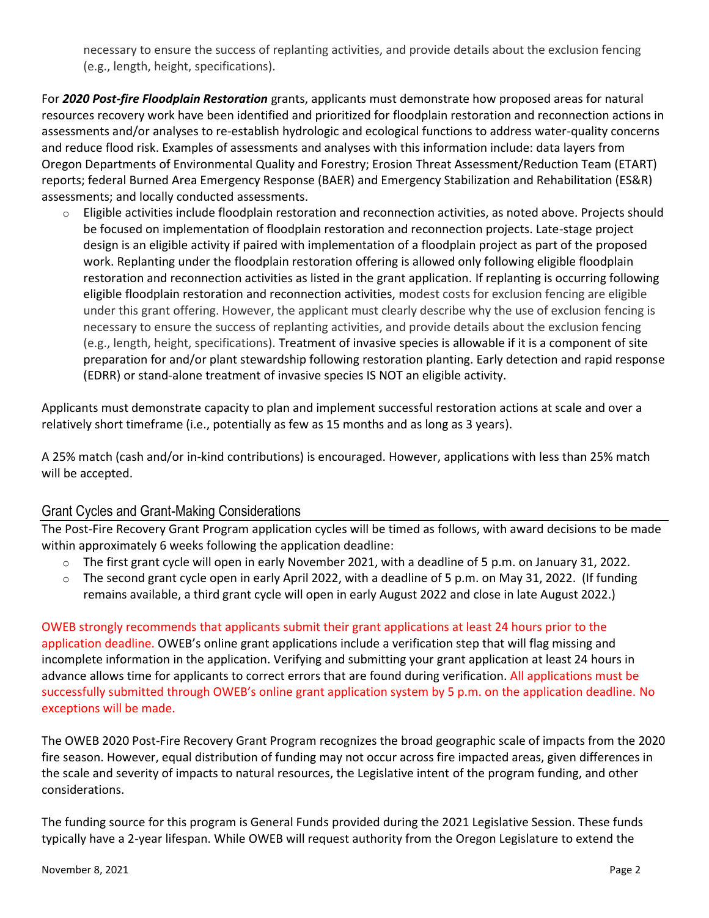necessary to ensure the success of replanting activities, and provide details about the exclusion fencing (e.g., length, height, specifications).

For ***2020 Post-fire Floodplain Restoration*** grants, applicants must demonstrate how proposed areas for natural resources recovery work have been identified and prioritized for floodplain restoration and reconnection actions in assessments and/or analyses to re-establish hydrologic and ecological functions to address water-quality concerns and reduce flood risk. Examples of assessments and analyses with this information include: data layers from Oregon Departments of Environmental Quality and Forestry; Erosion Threat Assessment/Reduction Team (ETART) reports; federal Burned Area Emergency Response (BAER) and Emergency Stabilization and Rehabilitation (ES&R) assessments; and locally conducted assessments.

- Eligible activities include floodplain restoration and reconnection activities, as noted above. Projects should be focused on implementation of floodplain restoration and reconnection projects. Late-stage project design is an eligible activity if paired with implementation of a floodplain project as part of the proposed work. Replanting under the floodplain restoration offering is allowed only following eligible floodplain restoration and reconnection activities as listed in the grant application. If replanting is occurring following eligible floodplain restoration and reconnection activities, modest costs for exclusion fencing are eligible under this grant offering. However, the applicant must clearly describe why the use of exclusion fencing is necessary to ensure the success of replanting activities, and provide details about the exclusion fencing (e.g., length, height, specifications). Treatment of invasive species is allowable if it is a component of site preparation for and/or plant stewardship following restoration planting. Early detection and rapid response (EDRR) or stand-alone treatment of invasive species IS NOT an eligible activity.

Applicants must demonstrate capacity to plan and implement successful restoration actions at scale and over a relatively short timeframe (i.e., potentially as few as 15 months and as long as 3 years).

A 25% match (cash and/or in-kind contributions) is encouraged. However, applications with less than 25% match will be accepted.

## Grant Cycles and Grant-Making Considerations

The Post-Fire Recovery Grant Program application cycles will be timed as follows, with award decisions to be made within approximately 6 weeks following the application deadline:

- The first grant cycle will open in early November 2021, with a deadline of 5 p.m. on January 31, 2022.
- The second grant cycle open in early April 2022, with a deadline of 5 p.m. on May 31, 2022. (If funding remains available, a third grant cycle will open in early August 2022 and close in late August 2022.)

OWEB strongly recommends that applicants submit their grant applications at least 24 hours prior to the application deadline. OWEB's online grant applications include a verification step that will flag missing and incomplete information in the application. Verifying and submitting your grant application at least 24 hours in advance allows time for applicants to correct errors that are found during verification. All applications must be successfully submitted through OWEB's online grant application system by 5 p.m. on the application deadline. No exceptions will be made.

The OWEB 2020 Post-Fire Recovery Grant Program recognizes the broad geographic scale of impacts from the 2020 fire season. However, equal distribution of funding may not occur across fire impacted areas, given differences in the scale and severity of impacts to natural resources, the Legislative intent of the program funding, and other considerations.

The funding source for this program is General Funds provided during the 2021 Legislative Session. These funds typically have a 2-year lifespan. While OWEB will request authority from the Oregon Legislature to extend the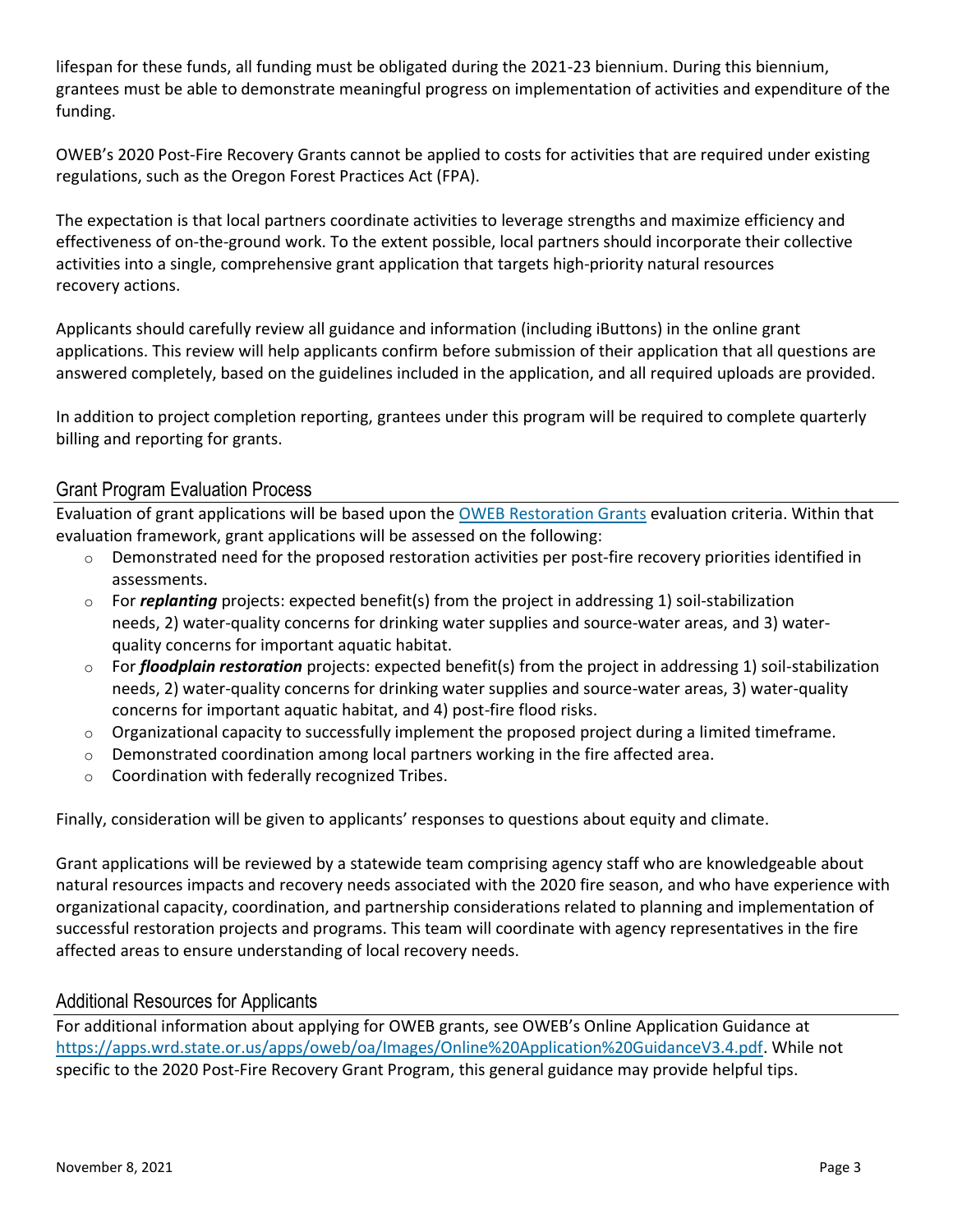lifespan for these funds, all funding must be obligated during the 2021-23 biennium. During this biennium, grantees must be able to demonstrate meaningful progress on implementation of activities and expenditure of the funding.

OWEB's 2020 Post-Fire Recovery Grants cannot be applied to costs for activities that are required under existing regulations, such as the Oregon Forest Practices Act (FPA).

The expectation is that local partners coordinate activities to leverage strengths and maximize efficiency and effectiveness of on-the-ground work. To the extent possible, local partners should incorporate their collective activities into a single, comprehensive grant application that targets high-priority natural resources recovery actions.

Applicants should carefully review all guidance and information (including iButtons) in the online grant applications. This review will help applicants confirm before submission of their application that all questions are answered completely, based on the guidelines included in the application, and all required uploads are provided.

In addition to project completion reporting, grantees under this program will be required to complete quarterly billing and reporting for grants.

## Grant Program Evaluation Process

Evaluation of grant applications will be based upon the [OWEB Restoration Grants](#) evaluation criteria. Within that evaluation framework, grant applications will be assessed on the following:

- Demonstrated need for the proposed restoration activities per post-fire recovery priorities identified in assessments.
- For ***replanting*** projects: expected benefit(s) from the project in addressing 1) soil-stabilization needs, 2) water-quality concerns for drinking water supplies and source-water areas, and 3) water-quality concerns for important aquatic habitat.
- For ***floodplain restoration*** projects: expected benefit(s) from the project in addressing 1) soil-stabilization needs, 2) water-quality concerns for drinking water supplies and source-water areas, 3) water-quality concerns for important aquatic habitat, and 4) post-fire flood risks.
- Organizational capacity to successfully implement the proposed project during a limited timeframe.
- Demonstrated coordination among local partners working in the fire affected area.
- Coordination with federally recognized Tribes.

Finally, consideration will be given to applicants' responses to questions about equity and climate.

Grant applications will be reviewed by a statewide team comprising agency staff who are knowledgeable about natural resources impacts and recovery needs associated with the 2020 fire season, and who have experience with organizational capacity, coordination, and partnership considerations related to planning and implementation of successful restoration projects and programs. This team will coordinate with agency representatives in the fire affected areas to ensure understanding of local recovery needs.

## Additional Resources for Applicants

For additional information about applying for OWEB grants, see OWEB's Online Application Guidance at https://apps.wrd.state.or.us/apps/oweb/oa/Images/Online%20Application%20GuidanceV3.4.pdf. While not specific to the 2020 Post-Fire Recovery Grant Program, this general guidance may provide helpful tips.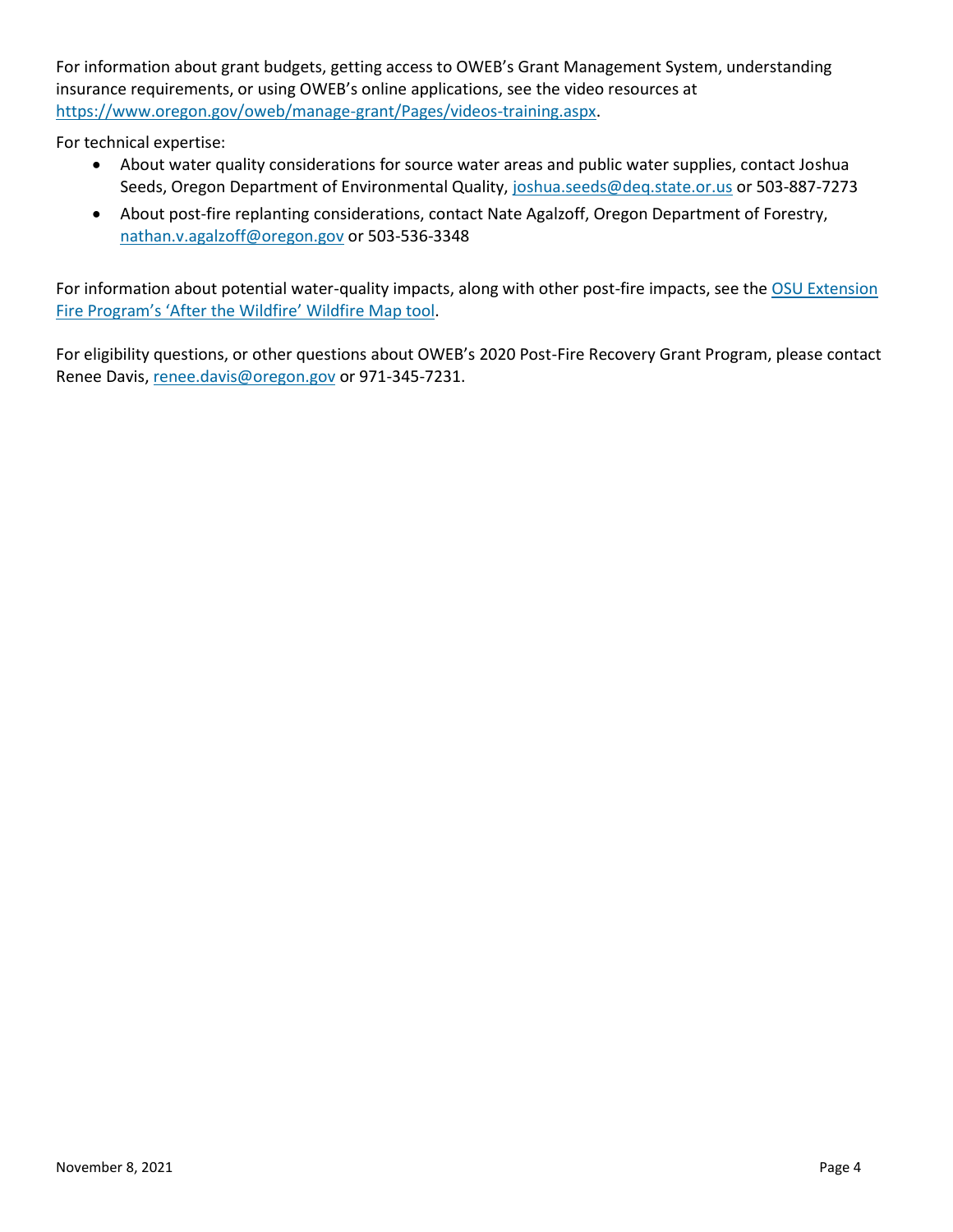For information about grant budgets, getting access to OWEB's Grant Management System, understanding insurance requirements, or using OWEB's online applications, see the video resources at https://www.oregon.gov/oweb/manage-grant/Pages/videos-training.aspx.

For technical expertise:

- About water quality considerations for source water areas and public water supplies, contact Joshua Seeds, Oregon Department of Environmental Quality, joshua.seeds@deq.state.or.us or 503-887-7273
- About post-fire replanting considerations, contact Nate Agalzoff, Oregon Department of Forestry, nathan.v.agalzoff@oregon.gov or 503-536-3348

For information about potential water-quality impacts, along with other post-fire impacts, see the OSU Extension Fire Program's 'After the Wildfire' Wildfire Map tool.

For eligibility questions, or other questions about OWEB's 2020 Post-Fire Recovery Grant Program, please contact Renee Davis, renee.davis@oregon.gov or 971-345-7231.